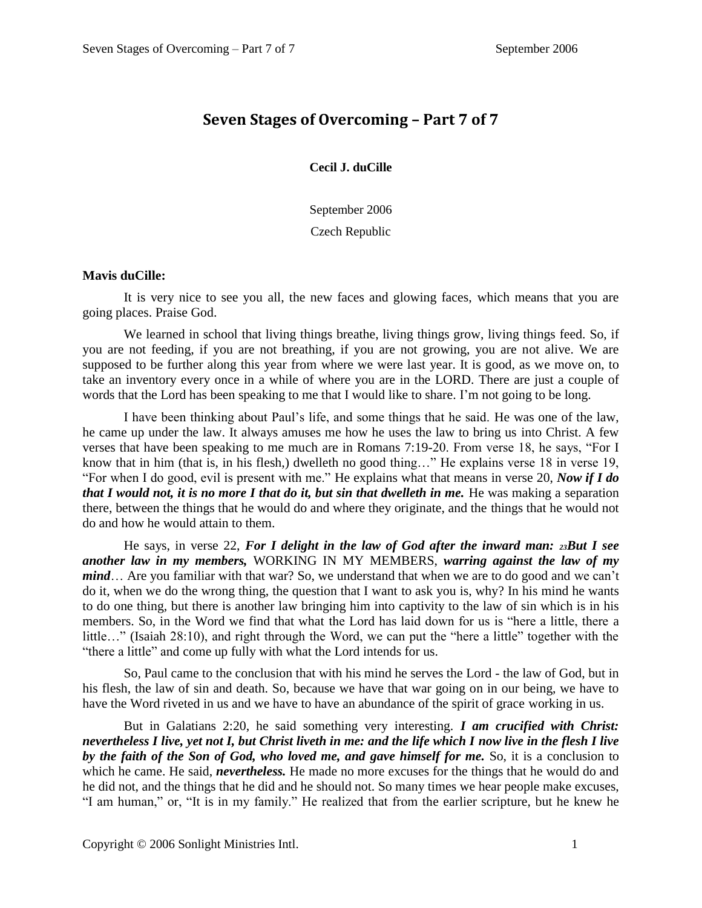# Seven Stages of Overcoming – Part 7 of 7

**Cecil J. duCille**

September 2006

Czech Republic

**Mavis duCille:**

It is very nice to see you all, the new faces and glowing faces, which means that you are going places. Praise God.

We learned in school that living things breathe, living things grow, living things feed. So, if you are not feeding, if you are not breathing, if you are not growing, you are not alive. We are supposed to be further along this year from where we were last year. It is good, as we move on, to take an inventory every once in a while of where you are in the LORD. There are just a couple of words that the Lord has been speaking to me that I would like to share. I'm not going to be long.

I have been thinking about Paul's life, and some things that he said. He was one of the law, he came up under the law. It always amuses me how he uses the law to bring us into Christ. A few verses that have been speaking to me much are in Romans 7:19-20. From verse 18, he says, "For I know that in him (that is, in his flesh,) dwelleth no good thing…" He explains verse 18 in verse 19, "For when I do good, evil is present with me." He explains what that means in verse 20, ***Now if I do that I would not, it is no more I that do it, but sin that dwelleth in me.*** He was making a separation there, between the things that he would do and where they originate, and the things that he would not do and how he would attain to them.

He says, in verse 22, ***For I delight in the law of God after the inward man:*** [23]***But I see another law in my members,*** WORKING IN MY MEMBERS, ***warring against the law of my mind***… Are you familiar with that war? So, we understand that when we are to do good and we can't do it, when we do the wrong thing, the question that I want to ask you is, why? In his mind he wants to do one thing, but there is another law bringing him into captivity to the law of sin which is in his members. So, in the Word we find that what the Lord has laid down for us is "here a little, there a little…" (Isaiah 28:10), and right through the Word, we can put the "here a little" together with the "there a little" and come up fully with what the Lord intends for us.

So, Paul came to the conclusion that with his mind he serves the Lord - the law of God, but in his flesh, the law of sin and death. So, because we have that war going on in our being, we have to have the Word riveted in us and we have to have an abundance of the spirit of grace working in us.

But in Galatians 2:20, he said something very interesting. ***I am crucified with Christ: nevertheless I live, yet not I, but Christ liveth in me: and the life which I now live in the flesh I live by the faith of the Son of God, who loved me, and gave himself for me.*** So, it is a conclusion to which he came. He said, ***nevertheless.*** He made no more excuses for the things that he would do and he did not, and the things that he did and he should not. So many times we hear people make excuses, "I am human," or, "It is in my family." He realized that from the earlier scripture, but he knew he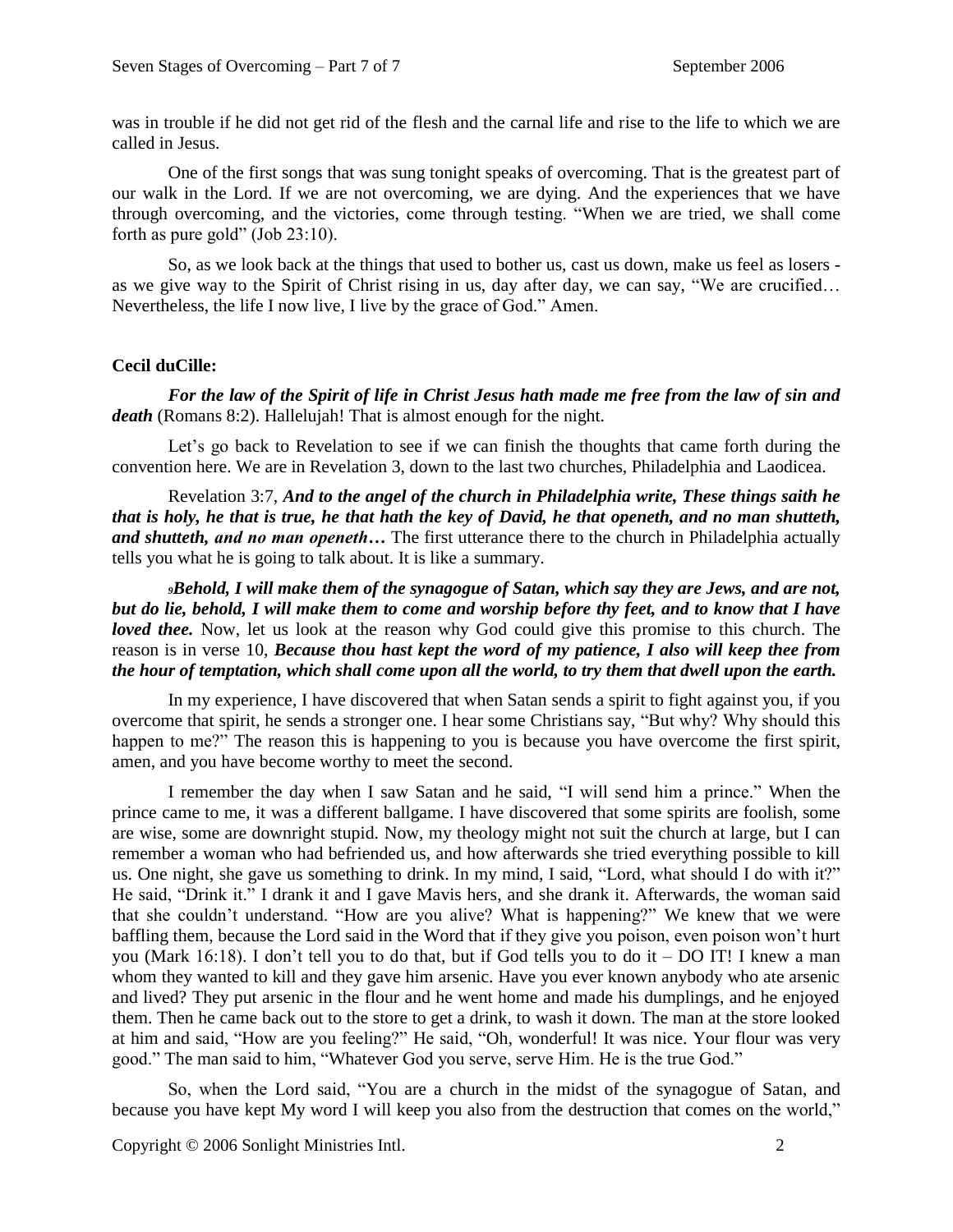was in trouble if he did not get rid of the flesh and the carnal life and rise to the life to which we are called in Jesus.

One of the first songs that was sung tonight speaks of overcoming. That is the greatest part of our walk in the Lord. If we are not overcoming, we are dying. And the experiences that we have through overcoming, and the victories, come through testing. "When we are tried, we shall come forth as pure gold" (Job 23:10).

So, as we look back at the things that used to bother us, cast us down, make us feel as losers - as we give way to the Spirit of Christ rising in us, day after day, we can say, "We are crucified… Nevertheless, the life I now live, I live by the grace of God." Amen.

**Cecil duCille:**

***For the law of the Spirit of life in Christ Jesus hath made me free from the law of sin and death*** (Romans 8:2). Hallelujah! That is almost enough for the night.

Let's go back to Revelation to see if we can finish the thoughts that came forth during the convention here. We are in Revelation 3, down to the last two churches, Philadelphia and Laodicea.

Revelation 3:7, ***And to the angel of the church in Philadelphia write, These things saith he that is holy, he that is true, he that hath the key of David, he that openeth, and no man shutteth, and shutteth, and no man openeth…*** The first utterance there to the church in Philadelphia actually tells you what he is going to talk about. It is like a summary.

***9Behold, I will make them of the synagogue of Satan, which say they are Jews, and are not, but do lie, behold, I will make them to come and worship before thy feet, and to know that I have loved thee.*** Now, let us look at the reason why God could give this promise to this church. The reason is in verse 10, ***Because thou hast kept the word of my patience, I also will keep thee from the hour of temptation, which shall come upon all the world, to try them that dwell upon the earth.***

In my experience, I have discovered that when Satan sends a spirit to fight against you, if you overcome that spirit, he sends a stronger one. I hear some Christians say, "But why? Why should this happen to me?" The reason this is happening to you is because you have overcome the first spirit, amen, and you have become worthy to meet the second.

I remember the day when I saw Satan and he said, "I will send him a prince." When the prince came to me, it was a different ballgame. I have discovered that some spirits are foolish, some are wise, some are downright stupid. Now, my theology might not suit the church at large, but I can remember a woman who had befriended us, and how afterwards she tried everything possible to kill us. One night, she gave us something to drink. In my mind, I said, "Lord, what should I do with it?" He said, "Drink it." I drank it and I gave Mavis hers, and she drank it. Afterwards, the woman said that she couldn't understand. "How are you alive? What is happening?" We knew that we were baffling them, because the Lord said in the Word that if they give you poison, even poison won't hurt you (Mark 16:18). I don't tell you to do that, but if God tells you to do it – DO IT! I knew a man whom they wanted to kill and they gave him arsenic. Have you ever known anybody who ate arsenic and lived? They put arsenic in the flour and he went home and made his dumplings, and he enjoyed them. Then he came back out to the store to get a drink, to wash it down. The man at the store looked at him and said, "How are you feeling?" He said, "Oh, wonderful! It was nice. Your flour was very good." The man said to him, "Whatever God you serve, serve Him. He is the true God."

So, when the Lord said, "You are a church in the midst of the synagogue of Satan, and because you have kept My word I will keep you also from the destruction that comes on the world,"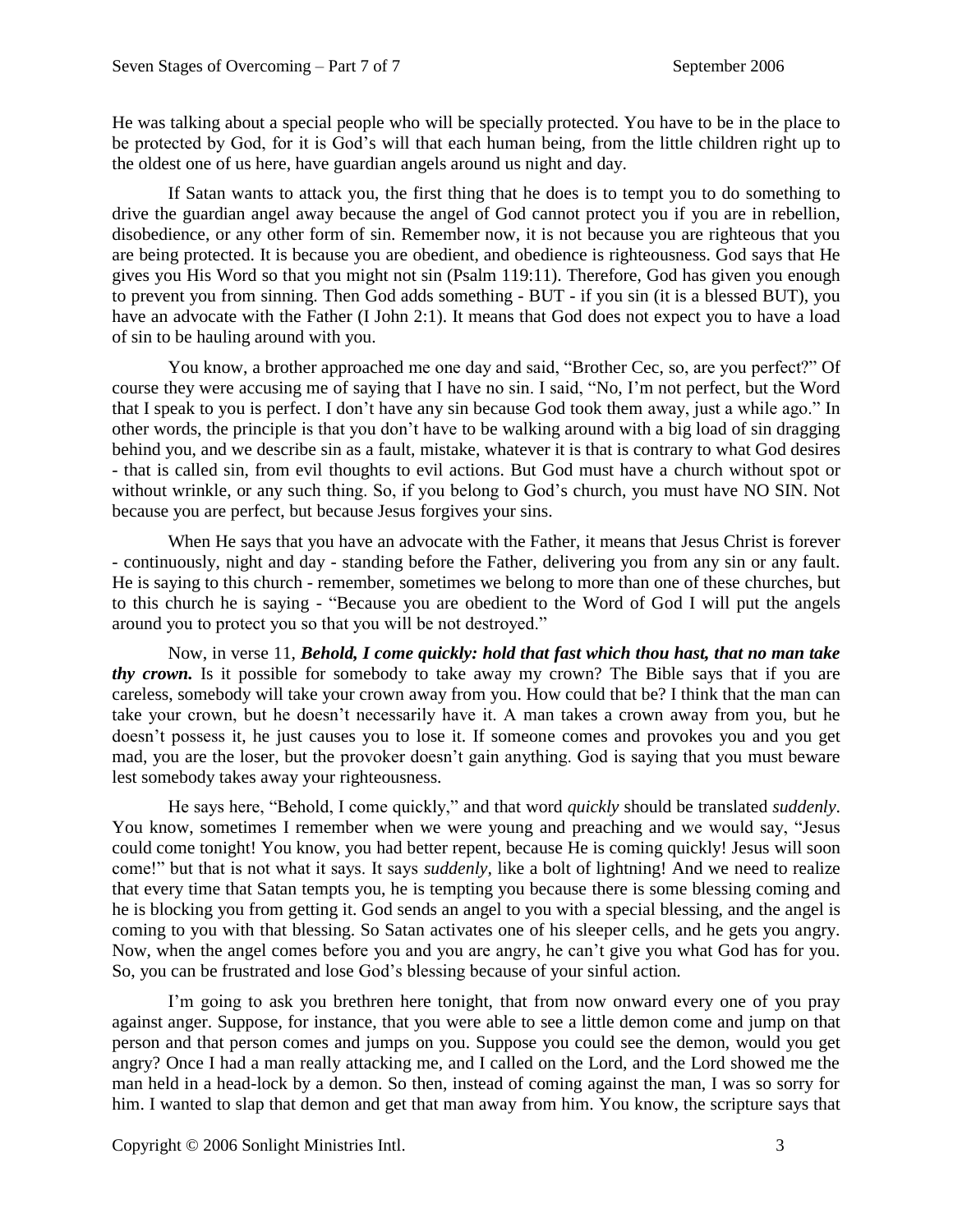He was talking about a special people who will be specially protected. You have to be in the place to be protected by God, for it is God's will that each human being, from the little children right up to the oldest one of us here, have guardian angels around us night and day.

If Satan wants to attack you, the first thing that he does is to tempt you to do something to drive the guardian angel away because the angel of God cannot protect you if you are in rebellion, disobedience, or any other form of sin. Remember now, it is not because you are righteous that you are being protected. It is because you are obedient, and obedience is righteousness. God says that He gives you His Word so that you might not sin (Psalm 119:11). Therefore, God has given you enough to prevent you from sinning. Then God adds something - BUT - if you sin (it is a blessed BUT), you have an advocate with the Father (I John 2:1). It means that God does not expect you to have a load of sin to be hauling around with you.

You know, a brother approached me one day and said, "Brother Cec, so, are you perfect?" Of course they were accusing me of saying that I have no sin. I said, "No, I'm not perfect, but the Word that I speak to you is perfect. I don't have any sin because God took them away, just a while ago." In other words, the principle is that you don't have to be walking around with a big load of sin dragging behind you, and we describe sin as a fault, mistake, whatever it is that is contrary to what God desires - that is called sin, from evil thoughts to evil actions. But God must have a church without spot or without wrinkle, or any such thing. So, if you belong to God's church, you must have NO SIN. Not because you are perfect, but because Jesus forgives your sins.

When He says that you have an advocate with the Father, it means that Jesus Christ is forever - continuously, night and day - standing before the Father, delivering you from any sin or any fault. He is saying to this church - remember, sometimes we belong to more than one of these churches, but to this church he is saying - "Because you are obedient to the Word of God I will put the angels around you to protect you so that you will be not destroyed."

Now, in verse 11, ***Behold, I come quickly: hold that fast which thou hast, that no man take thy crown.*** Is it possible for somebody to take away my crown? The Bible says that if you are careless, somebody will take your crown away from you. How could that be? I think that the man can take your crown, but he doesn't necessarily have it. A man takes a crown away from you, but he doesn't possess it, he just causes you to lose it. If someone comes and provokes you and you get mad, you are the loser, but the provoker doesn't gain anything. God is saying that you must beware lest somebody takes away your righteousness.

He says here, "Behold, I come quickly," and that word *quickly* should be translated *suddenly*. You know, sometimes I remember when we were young and preaching and we would say, "Jesus could come tonight! You know, you had better repent, because He is coming quickly! Jesus will soon come!" but that is not what it says. It says *suddenly,* like a bolt of lightning! And we need to realize that every time that Satan tempts you, he is tempting you because there is some blessing coming and he is blocking you from getting it. God sends an angel to you with a special blessing, and the angel is coming to you with that blessing. So Satan activates one of his sleeper cells, and he gets you angry. Now, when the angel comes before you and you are angry, he can't give you what God has for you. So, you can be frustrated and lose God's blessing because of your sinful action.

I'm going to ask you brethren here tonight, that from now onward every one of you pray against anger. Suppose, for instance, that you were able to see a little demon come and jump on that person and that person comes and jumps on you. Suppose you could see the demon, would you get angry? Once I had a man really attacking me, and I called on the Lord, and the Lord showed me the man held in a head-lock by a demon. So then, instead of coming against the man, I was so sorry for him. I wanted to slap that demon and get that man away from him. You know, the scripture says that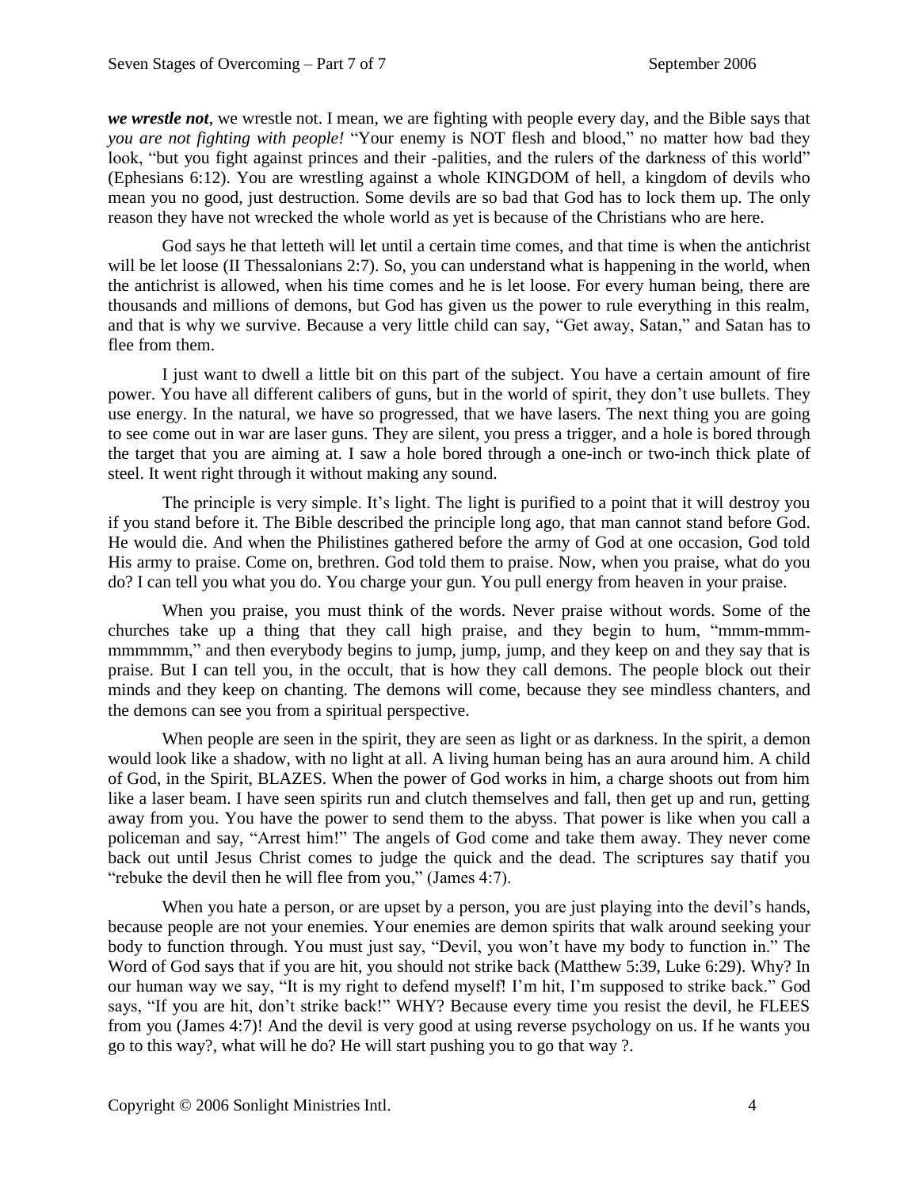***we wrestle not***, we wrestle not. I mean, we are fighting with people every day, and the Bible says that *you are not fighting with people!* "Your enemy is NOT flesh and blood," no matter how bad they look, "but you fight against princes and their -palities, and the rulers of the darkness of this world" (Ephesians 6:12). You are wrestling against a whole KINGDOM of hell, a kingdom of devils who mean you no good, just destruction. Some devils are so bad that God has to lock them up. The only reason they have not wrecked the whole world as yet is because of the Christians who are here.

God says he that letteth will let until a certain time comes, and that time is when the antichrist will be let loose (II Thessalonians 2:7). So, you can understand what is happening in the world, when the antichrist is allowed, when his time comes and he is let loose. For every human being, there are thousands and millions of demons, but God has given us the power to rule everything in this realm, and that is why we survive. Because a very little child can say, "Get away, Satan," and Satan has to flee from them.

I just want to dwell a little bit on this part of the subject. You have a certain amount of fire power. You have all different calibers of guns, but in the world of spirit, they don't use bullets. They use energy. In the natural, we have so progressed, that we have lasers. The next thing you are going to see come out in war are laser guns. They are silent, you press a trigger, and a hole is bored through the target that you are aiming at. I saw a hole bored through a one-inch or two-inch thick plate of steel. It went right through it without making any sound.

The principle is very simple. It's light. The light is purified to a point that it will destroy you if you stand before it. The Bible described the principle long ago, that man cannot stand before God. He would die. And when the Philistines gathered before the army of God at one occasion, God told His army to praise. Come on, brethren. God told them to praise. Now, when you praise, what do you do? I can tell you what you do. You charge your gun. You pull energy from heaven in your praise.

When you praise, you must think of the words. Never praise without words. Some of the churches take up a thing that they call high praise, and they begin to hum, "mmm-mmm-mmmmmm," and then everybody begins to jump, jump, jump, and they keep on and they say that is praise. But I can tell you, in the occult, that is how they call demons. The people block out their minds and they keep on chanting. The demons will come, because they see mindless chanters, and the demons can see you from a spiritual perspective.

When people are seen in the spirit, they are seen as light or as darkness. In the spirit, a demon would look like a shadow, with no light at all. A living human being has an aura around him. A child of God, in the Spirit, BLAZES. When the power of God works in him, a charge shoots out from him like a laser beam. I have seen spirits run and clutch themselves and fall, then get up and run, getting away from you. You have the power to send them to the abyss. That power is like when you call a policeman and say, "Arrest him!" The angels of God come and take them away. They never come back out until Jesus Christ comes to judge the quick and the dead. The scriptures say thatif you "rebuke the devil then he will flee from you," (James 4:7).

When you hate a person, or are upset by a person, you are just playing into the devil's hands, because people are not your enemies. Your enemies are demon spirits that walk around seeking your body to function through. You must just say, "Devil, you won't have my body to function in." The Word of God says that if you are hit, you should not strike back (Matthew 5:39, Luke 6:29). Why? In our human way we say, "It is my right to defend myself! I'm hit, I'm supposed to strike back." God says, "If you are hit, don't strike back!" WHY? Because every time you resist the devil, he FLEES from you (James 4:7)! And the devil is very good at using reverse psychology on us. If he wants you go to this way?, what will he do? He will start pushing you to go that way ?.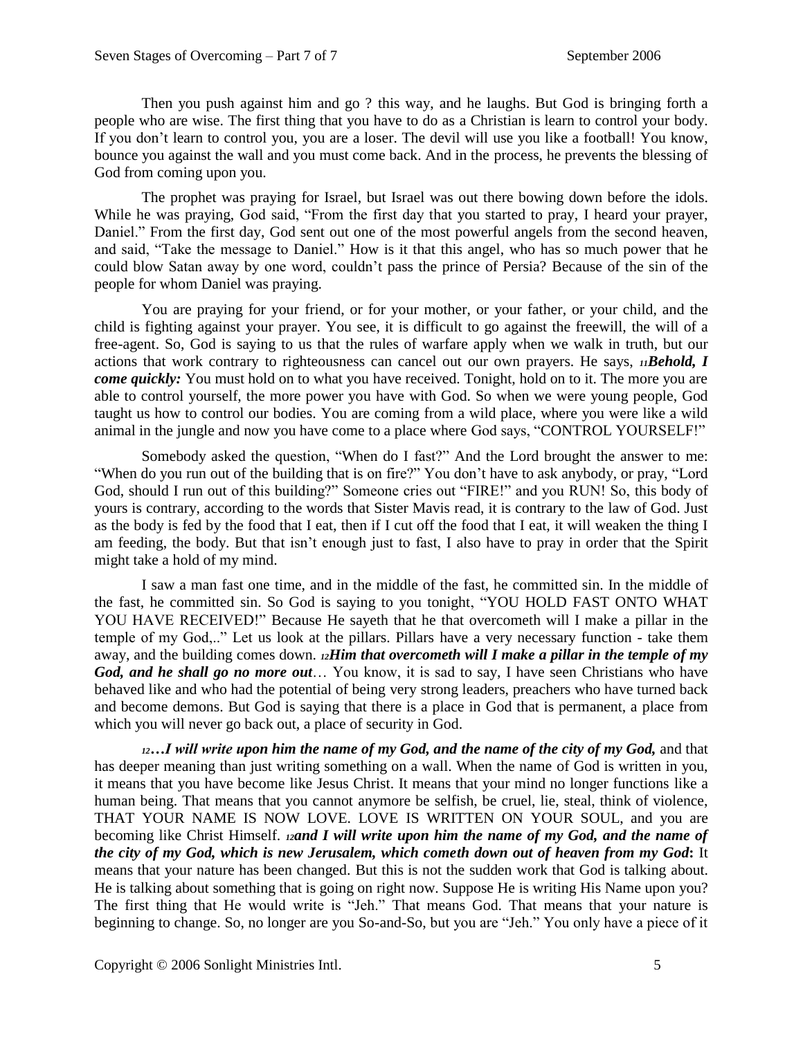Then you push against him and go ? this way, and he laughs. But God is bringing forth a people who are wise. The first thing that you have to do as a Christian is learn to control your body. If you don't learn to control you, you are a loser. The devil will use you like a football! You know, bounce you against the wall and you must come back. And in the process, he prevents the blessing of God from coming upon you.

The prophet was praying for Israel, but Israel was out there bowing down before the idols. While he was praying, God said, "From the first day that you started to pray, I heard your prayer, Daniel." From the first day, God sent out one of the most powerful angels from the second heaven, and said, "Take the message to Daniel." How is it that this angel, who has so much power that he could blow Satan away by one word, couldn't pass the prince of Persia? Because of the sin of the people for whom Daniel was praying.

You are praying for your friend, or for your mother, or your father, or your child, and the child is fighting against your prayer. You see, it is difficult to go against the freewill, the will of a free-agent. So, God is saying to us that the rules of warfare apply when we walk in truth, but our actions that work contrary to righteousness can cancel out our own prayers. He says, ***11Behold, I come quickly:*** You must hold on to what you have received. Tonight, hold on to it. The more you are able to control yourself, the more power you have with God. So when we were young people, God taught us how to control our bodies. You are coming from a wild place, where you were like a wild animal in the jungle and now you have come to a place where God says, "CONTROL YOURSELF!"

Somebody asked the question, "When do I fast?" And the Lord brought the answer to me: "When do you run out of the building that is on fire?" You don't have to ask anybody, or pray, "Lord God, should I run out of this building?" Someone cries out "FIRE!" and you RUN! So, this body of yours is contrary, according to the words that Sister Mavis read, it is contrary to the law of God. Just as the body is fed by the food that I eat, then if I cut off the food that I eat, it will weaken the thing I am feeding, the body. But that isn't enough just to fast, I also have to pray in order that the Spirit might take a hold of my mind.

I saw a man fast one time, and in the middle of the fast, he committed sin. In the middle of the fast, he committed sin. So God is saying to you tonight, "YOU HOLD FAST ONTO WHAT YOU HAVE RECEIVED!" Because He sayeth that he that overcometh will I make a pillar in the temple of my God,.." Let us look at the pillars. Pillars have a very necessary function - take them away, and the building comes down. ***12Him that overcometh will I make a pillar in the temple of my God, and he shall go no more out***… You know, it is sad to say, I have seen Christians who have behaved like and who had the potential of being very strong leaders, preachers who have turned back and become demons. But God is saying that there is a place in God that is permanent, a place from which you will never go back out, a place of security in God.

***12…I will write upon him the name of my God, and the name of the city of my God,*** and that has deeper meaning than just writing something on a wall. When the name of God is written in you, it means that you have become like Jesus Christ. It means that your mind no longer functions like a human being. That means that you cannot anymore be selfish, be cruel, lie, steal, think of violence, THAT YOUR NAME IS NOW LOVE. LOVE IS WRITTEN ON YOUR SOUL, and you are becoming like Christ Himself. ***12and I will write upon him the name of my God, and the name of the city of my God, which is new Jerusalem, which cometh down out of heaven from my God*:** It means that your nature has been changed. But this is not the sudden work that God is talking about. He is talking about something that is going on right now. Suppose He is writing His Name upon you? The first thing that He would write is "Jeh." That means God. That means that your nature is beginning to change. So, no longer are you So-and-So, but you are "Jeh." You only have a piece of it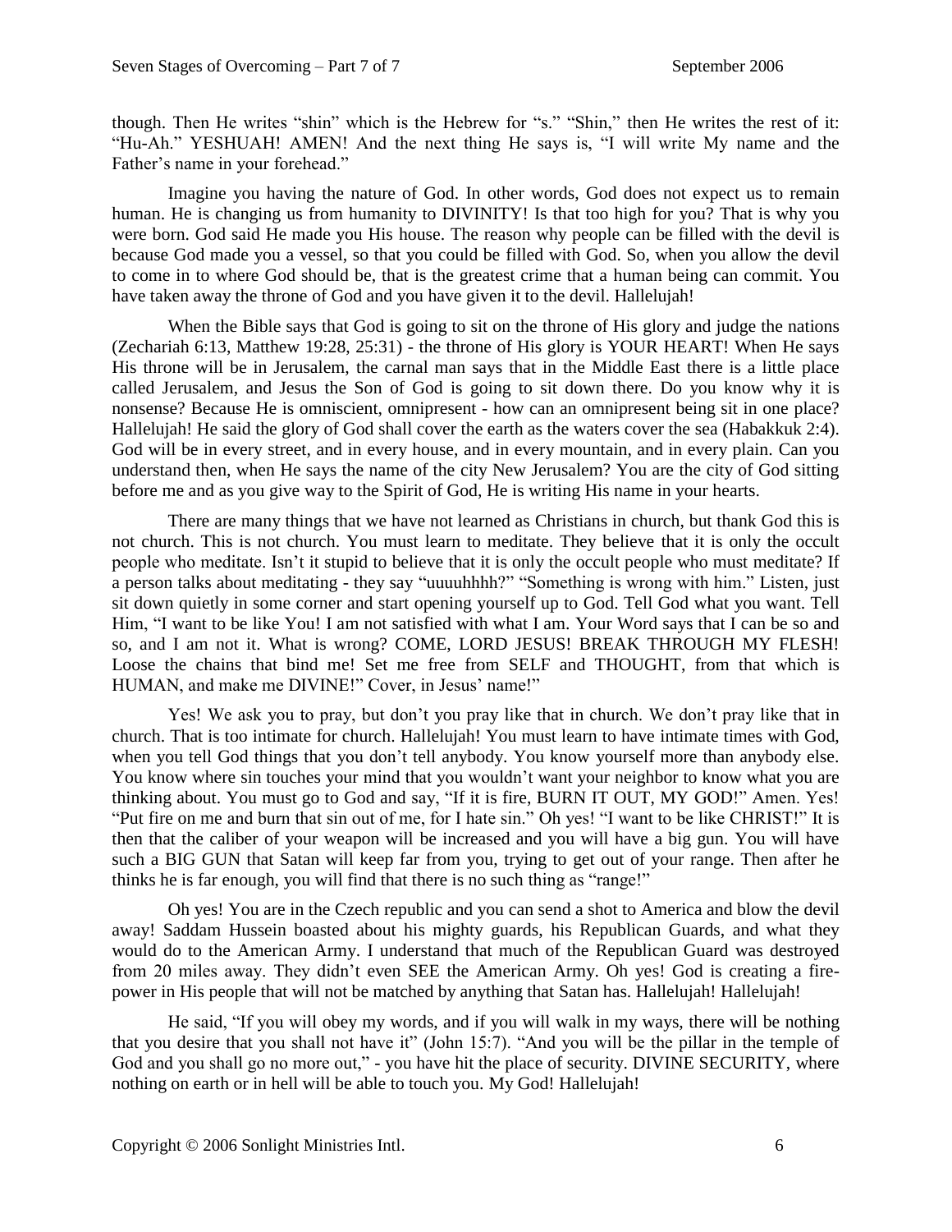though. Then He writes "shin" which is the Hebrew for "s." "Shin," then He writes the rest of it: "Hu-Ah." YESHUAH! AMEN! And the next thing He says is, "I will write My name and the Father's name in your forehead."

Imagine you having the nature of God. In other words, God does not expect us to remain human. He is changing us from humanity to DIVINITY! Is that too high for you? That is why you were born. God said He made you His house. The reason why people can be filled with the devil is because God made you a vessel, so that you could be filled with God. So, when you allow the devil to come in to where God should be, that is the greatest crime that a human being can commit. You have taken away the throne of God and you have given it to the devil. Hallelujah!

When the Bible says that God is going to sit on the throne of His glory and judge the nations (Zechariah 6:13, Matthew 19:28, 25:31) - the throne of His glory is YOUR HEART! When He says His throne will be in Jerusalem, the carnal man says that in the Middle East there is a little place called Jerusalem, and Jesus the Son of God is going to sit down there. Do you know why it is nonsense? Because He is omniscient, omnipresent - how can an omnipresent being sit in one place? Hallelujah! He said the glory of God shall cover the earth as the waters cover the sea (Habakkuk 2:4). God will be in every street, and in every house, and in every mountain, and in every plain. Can you understand then, when He says the name of the city New Jerusalem? You are the city of God sitting before me and as you give way to the Spirit of God, He is writing His name in your hearts.

There are many things that we have not learned as Christians in church, but thank God this is not church. This is not church. You must learn to meditate. They believe that it is only the occult people who meditate. Isn't it stupid to believe that it is only the occult people who must meditate? If a person talks about meditating - they say "uuuuhhhh?" "Something is wrong with him." Listen, just sit down quietly in some corner and start opening yourself up to God. Tell God what you want. Tell Him, "I want to be like You! I am not satisfied with what I am. Your Word says that I can be so and so, and I am not it. What is wrong? COME, LORD JESUS! BREAK THROUGH MY FLESH! Loose the chains that bind me! Set me free from SELF and THOUGHT, from that which is HUMAN, and make me DIVINE!" Cover, in Jesus' name!"

Yes! We ask you to pray, but don't you pray like that in church. We don't pray like that in church. That is too intimate for church. Hallelujah! You must learn to have intimate times with God, when you tell God things that you don't tell anybody. You know yourself more than anybody else. You know where sin touches your mind that you wouldn't want your neighbor to know what you are thinking about. You must go to God and say, "If it is fire, BURN IT OUT, MY GOD!" Amen. Yes! "Put fire on me and burn that sin out of me, for I hate sin." Oh yes! "I want to be like CHRIST!" It is then that the caliber of your weapon will be increased and you will have a big gun. You will have such a BIG GUN that Satan will keep far from you, trying to get out of your range. Then after he thinks he is far enough, you will find that there is no such thing as "range!"

Oh yes! You are in the Czech republic and you can send a shot to America and blow the devil away! Saddam Hussein boasted about his mighty guards, his Republican Guards, and what they would do to the American Army. I understand that much of the Republican Guard was destroyed from 20 miles away. They didn't even SEE the American Army. Oh yes! God is creating a fire-power in His people that will not be matched by anything that Satan has. Hallelujah! Hallelujah!

He said, "If you will obey my words, and if you will walk in my ways, there will be nothing that you desire that you shall not have it" (John 15:7). "And you will be the pillar in the temple of God and you shall go no more out," - you have hit the place of security. DIVINE SECURITY, where nothing on earth or in hell will be able to touch you. My God! Hallelujah!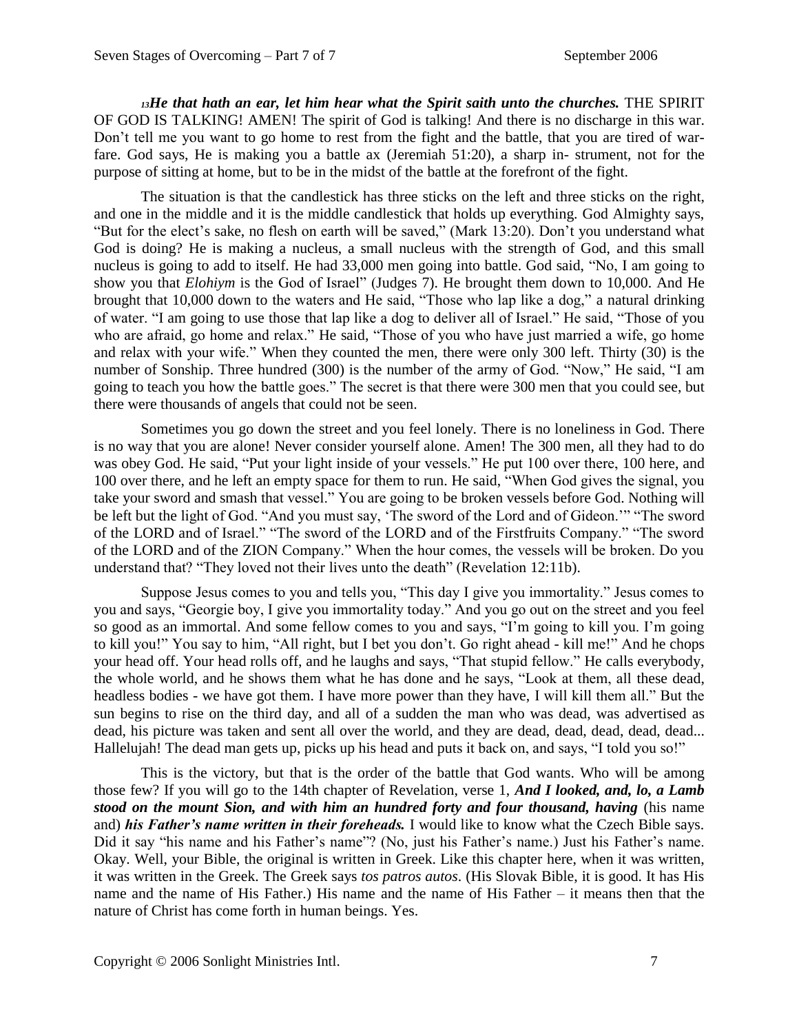[13]***He that hath an ear, let him hear what the Spirit saith unto the churches.*** THE SPIRIT OF GOD IS TALKING! AMEN! The spirit of God is talking! And there is no discharge in this war. Don't tell me you want to go home to rest from the fight and the battle, that you are tired of warfare. God says, He is making you a battle ax (Jeremiah 51:20), a sharp in- strument, not for the purpose of sitting at home, but to be in the midst of the battle at the forefront of the fight.

The situation is that the candlestick has three sticks on the left and three sticks on the right, and one in the middle and it is the middle candlestick that holds up everything. God Almighty says, "But for the elect's sake, no flesh on earth will be saved," (Mark 13:20). Don't you understand what God is doing? He is making a nucleus, a small nucleus with the strength of God, and this small nucleus is going to add to itself. He had 33,000 men going into battle. God said, "No, I am going to show you that *Elohiym* is the God of Israel" (Judges 7). He brought them down to 10,000. And He brought that 10,000 down to the waters and He said, "Those who lap like a dog," a natural drinking of water. "I am going to use those that lap like a dog to deliver all of Israel." He said, "Those of you who are afraid, go home and relax." He said, "Those of you who have just married a wife, go home and relax with your wife." When they counted the men, there were only 300 left. Thirty (30) is the number of Sonship. Three hundred (300) is the number of the army of God. "Now," He said, "I am going to teach you how the battle goes." The secret is that there were 300 men that you could see, but there were thousands of angels that could not be seen.

Sometimes you go down the street and you feel lonely. There is no loneliness in God. There is no way that you are alone! Never consider yourself alone. Amen! The 300 men, all they had to do was obey God. He said, "Put your light inside of your vessels." He put 100 over there, 100 here, and 100 over there, and he left an empty space for them to run. He said, "When God gives the signal, you take your sword and smash that vessel." You are going to be broken vessels before God. Nothing will be left but the light of God. "And you must say, 'The sword of the Lord and of Gideon.'" "The sword of the LORD and of Israel." "The sword of the LORD and of the Firstfruits Company." "The sword of the LORD and of the ZION Company." When the hour comes, the vessels will be broken. Do you understand that? "They loved not their lives unto the death" (Revelation 12:11b).

Suppose Jesus comes to you and tells you, "This day I give you immortality." Jesus comes to you and says, "Georgie boy, I give you immortality today." And you go out on the street and you feel so good as an immortal. And some fellow comes to you and says, "I'm going to kill you. I'm going to kill you!" You say to him, "All right, but I bet you don't. Go right ahead - kill me!" And he chops your head off. Your head rolls off, and he laughs and says, "That stupid fellow." He calls everybody, the whole world, and he shows them what he has done and he says, "Look at them, all these dead, headless bodies - we have got them. I have more power than they have, I will kill them all." But the sun begins to rise on the third day, and all of a sudden the man who was dead, was advertised as dead, his picture was taken and sent all over the world, and they are dead, dead, dead, dead, dead... Hallelujah! The dead man gets up, picks up his head and puts it back on, and says, "I told you so!"

This is the victory, but that is the order of the battle that God wants. Who will be among those few? If you will go to the 14th chapter of Revelation, verse 1, ***And I looked, and, lo, a Lamb stood on the mount Sion, and with him an hundred forty and four thousand, having*** (his name and) ***his Father's name written in their foreheads.*** I would like to know what the Czech Bible says. Did it say "his name and his Father's name"? (No, just his Father's name.) Just his Father's name. Okay. Well, your Bible, the original is written in Greek. Like this chapter here, when it was written, it was written in the Greek. The Greek says *tos patros autos*. (His Slovak Bible, it is good. It has His name and the name of His Father.) His name and the name of His Father – it means then that the nature of Christ has come forth in human beings. Yes.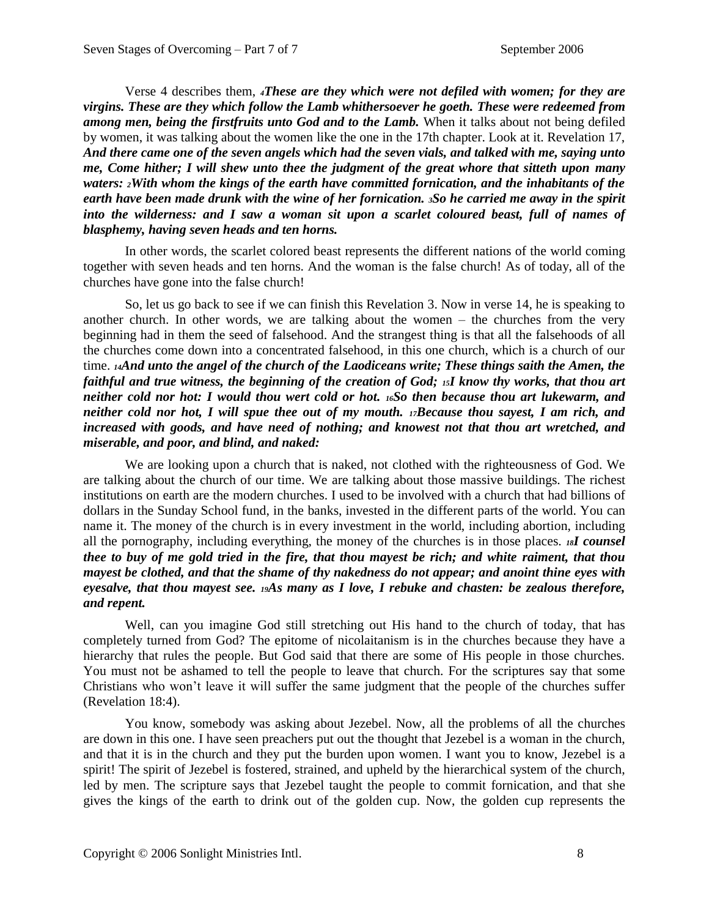Verse 4 describes them, [4]***These are they which were not defiled with women; for they are virgins. These are they which follow the Lamb whithersoever he goeth. These were redeemed from among men, being the firstfruits unto God and to the Lamb.*** When it talks about not being defiled by women, it was talking about the women like the one in the 17th chapter. Look at it. Revelation 17, ***And there came one of the seven angels which had the seven vials, and talked with me, saying unto me, Come hither; I will shew unto thee the judgment of the great whore that sitteth upon many waters: [2]With whom the kings of the earth have committed fornication, and the inhabitants of the earth have been made drunk with the wine of her fornication. [3]So he carried me away in the spirit into the wilderness: and I saw a woman sit upon a scarlet coloured beast, full of names of blasphemy, having seven heads and ten horns.***

In other words, the scarlet colored beast represents the different nations of the world coming together with seven heads and ten horns. And the woman is the false church! As of today, all of the churches have gone into the false church!

So, let us go back to see if we can finish this Revelation 3. Now in verse 14, he is speaking to another church. In other words, we are talking about the women – the churches from the very beginning had in them the seed of falsehood. And the strangest thing is that all the falsehoods of all the churches come down into a concentrated falsehood, in this one church, which is a church of our time. [14]***And unto the angel of the church of the Laodiceans write; These things saith the Amen, the faithful and true witness, the beginning of the creation of God; [15]I know thy works, that thou art neither cold nor hot: I would thou wert cold or hot. [16]So then because thou art lukewarm, and neither cold nor hot, I will spue thee out of my mouth. [17]Because thou sayest, I am rich, and increased with goods, and have need of nothing; and knowest not that thou art wretched, and miserable, and poor, and blind, and naked:***

We are looking upon a church that is naked, not clothed with the righteousness of God. We are talking about the church of our time. We are talking about those massive buildings. The richest institutions on earth are the modern churches. I used to be involved with a church that had billions of dollars in the Sunday School fund, in the banks, invested in the different parts of the world. You can name it. The money of the church is in every investment in the world, including abortion, including all the pornography, including everything, the money of the churches is in those places. [18]***I counsel thee to buy of me gold tried in the fire, that thou mayest be rich; and white raiment, that thou mayest be clothed, and that the shame of thy nakedness do not appear; and anoint thine eyes with eyesalve, that thou mayest see. [19]As many as I love, I rebuke and chasten: be zealous therefore, and repent.***

Well, can you imagine God still stretching out His hand to the church of today, that has completely turned from God? The epitome of nicolaitanism is in the churches because they have a hierarchy that rules the people. But God said that there are some of His people in those churches. You must not be ashamed to tell the people to leave that church. For the scriptures say that some Christians who won't leave it will suffer the same judgment that the people of the churches suffer (Revelation 18:4).

You know, somebody was asking about Jezebel. Now, all the problems of all the churches are down in this one. I have seen preachers put out the thought that Jezebel is a woman in the church, and that it is in the church and they put the burden upon women. I want you to know, Jezebel is a spirit! The spirit of Jezebel is fostered, strained, and upheld by the hierarchical system of the church, led by men. The scripture says that Jezebel taught the people to commit fornication, and that she gives the kings of the earth to drink out of the golden cup. Now, the golden cup represents the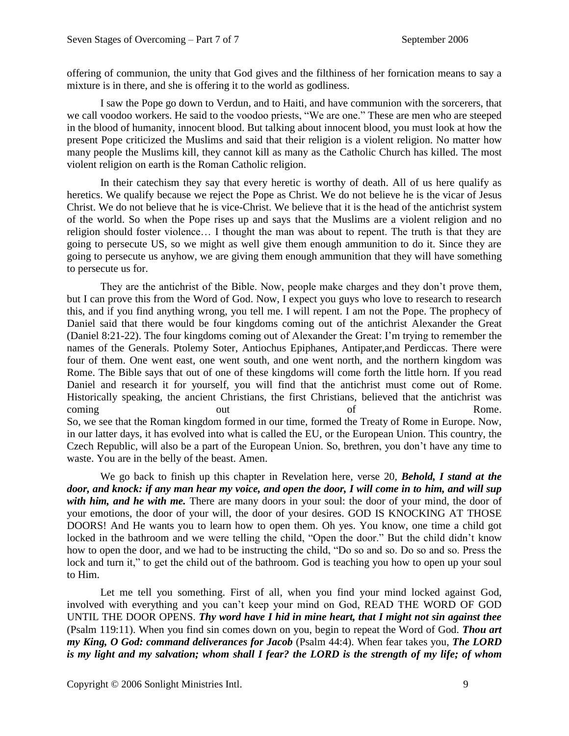offering of communion, the unity that God gives and the filthiness of her fornication means to say a mixture is in there, and she is offering it to the world as godliness.

I saw the Pope go down to Verdun, and to Haiti, and have communion with the sorcerers, that we call voodoo workers. He said to the voodoo priests, "We are one." These are men who are steeped in the blood of humanity, innocent blood. But talking about innocent blood, you must look at how the present Pope criticized the Muslims and said that their religion is a violent religion. No matter how many people the Muslims kill, they cannot kill as many as the Catholic Church has killed. The most violent religion on earth is the Roman Catholic religion.

In their catechism they say that every heretic is worthy of death. All of us here qualify as heretics. We qualify because we reject the Pope as Christ. We do not believe he is the vicar of Jesus Christ. We do not believe that he is vice-Christ. We believe that it is the head of the antichrist system of the world. So when the Pope rises up and says that the Muslims are a violent religion and no religion should foster violence… I thought the man was about to repent. The truth is that they are going to persecute US, so we might as well give them enough ammunition to do it. Since they are going to persecute us anyhow, we are giving them enough ammunition that they will have something to persecute us for.

They are the antichrist of the Bible. Now, people make charges and they don't prove them, but I can prove this from the Word of God. Now, I expect you guys who love to research to research this, and if you find anything wrong, you tell me. I will repent. I am not the Pope. The prophecy of Daniel said that there would be four kingdoms coming out of the antichrist Alexander the Great (Daniel 8:21-22). The four kingdoms coming out of Alexander the Great: I'm trying to remember the names of the Generals. Ptolemy Soter, Antiochus Epiphanes, Antipater,and Perdiccas. There were four of them. One went east, one went south, and one went north, and the northern kingdom was Rome. The Bible says that out of one of these kingdoms will come forth the little horn. If you read Daniel and research it for yourself, you will find that the antichrist must come out of Rome. Historically speaking, the ancient Christians, the first Christians, believed that the antichrist was coming out of Rome.
So, we see that the Roman kingdom formed in our time, formed the Treaty of Rome in Europe. Now, in our latter days, it has evolved into what is called the EU, or the European Union. This country, the Czech Republic, will also be a part of the European Union. So, brethren, you don't have any time to waste. You are in the belly of the beast. Amen.

We go back to finish up this chapter in Revelation here, verse 20, ***Behold, I stand at the door, and knock: if any man hear my voice, and open the door, I will come in to him, and will sup with him, and he with me.*** There are many doors in your soul: the door of your mind, the door of your emotions, the door of your will, the door of your desires. GOD IS KNOCKING AT THOSE DOORS! And He wants you to learn how to open them. Oh yes. You know, one time a child got locked in the bathroom and we were telling the child, "Open the door." But the child didn't know how to open the door, and we had to be instructing the child, "Do so and so. Do so and so. Press the lock and turn it," to get the child out of the bathroom. God is teaching you how to open up your soul to Him.

Let me tell you something. First of all, when you find your mind locked against God, involved with everything and you can't keep your mind on God, READ THE WORD OF GOD UNTIL THE DOOR OPENS. ***Thy word have I hid in mine heart, that I might not sin against thee*** (Psalm 119:11). When you find sin comes down on you, begin to repeat the Word of God. ***Thou art my King, O God: command deliverances for Jacob*** (Psalm 44:4). When fear takes you, ***The LORD is my light and my salvation; whom shall I fear? the LORD is the strength of my life; of whom***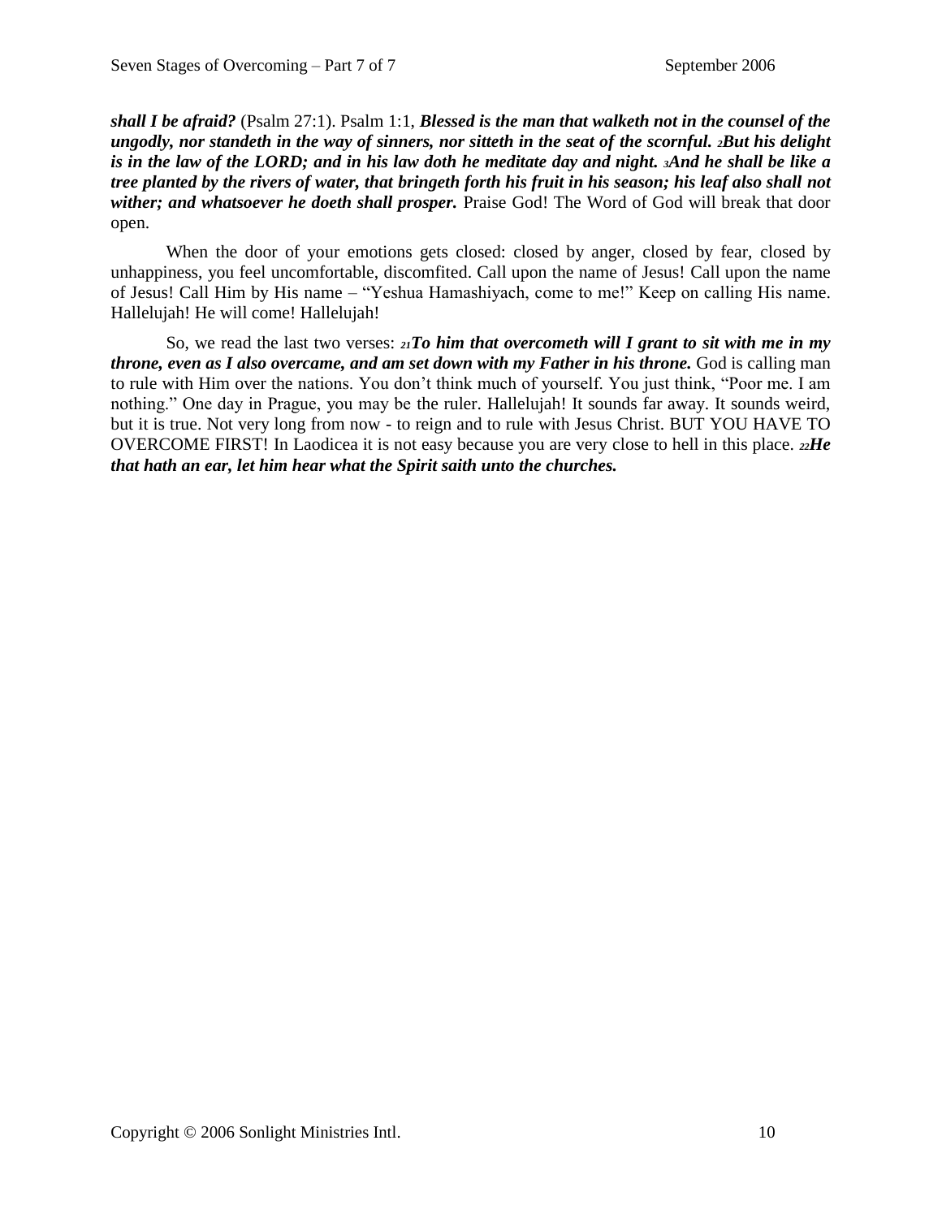***shall I be afraid?*** (Psalm 27:1). Psalm 1:1, ***Blessed is the man that walketh not in the counsel of the ungodly, nor standeth in the way of sinners, nor sitteth in the seat of the scornful. 2But his delight is in the law of the LORD; and in his law doth he meditate day and night. 3And he shall be like a tree planted by the rivers of water, that bringeth forth his fruit in his season; his leaf also shall not wither; and whatsoever he doeth shall prosper.*** Praise God! The Word of God will break that door open.

When the door of your emotions gets closed: closed by anger, closed by fear, closed by unhappiness, you feel uncomfortable, discomfited. Call upon the name of Jesus! Call upon the name of Jesus! Call Him by His name – "Yeshua Hamashiyach, come to me!" Keep on calling His name. Hallelujah! He will come! Hallelujah!

So, we read the last two verses: ***21To him that overcometh will I grant to sit with me in my throne, even as I also overcame, and am set down with my Father in his throne.*** God is calling man to rule with Him over the nations. You don't think much of yourself. You just think, "Poor me. I am nothing." One day in Prague, you may be the ruler. Hallelujah! It sounds far away. It sounds weird, but it is true. Not very long from now - to reign and to rule with Jesus Christ. BUT YOU HAVE TO OVERCOME FIRST! In Laodicea it is not easy because you are very close to hell in this place. ***22He that hath an ear, let him hear what the Spirit saith unto the churches.***